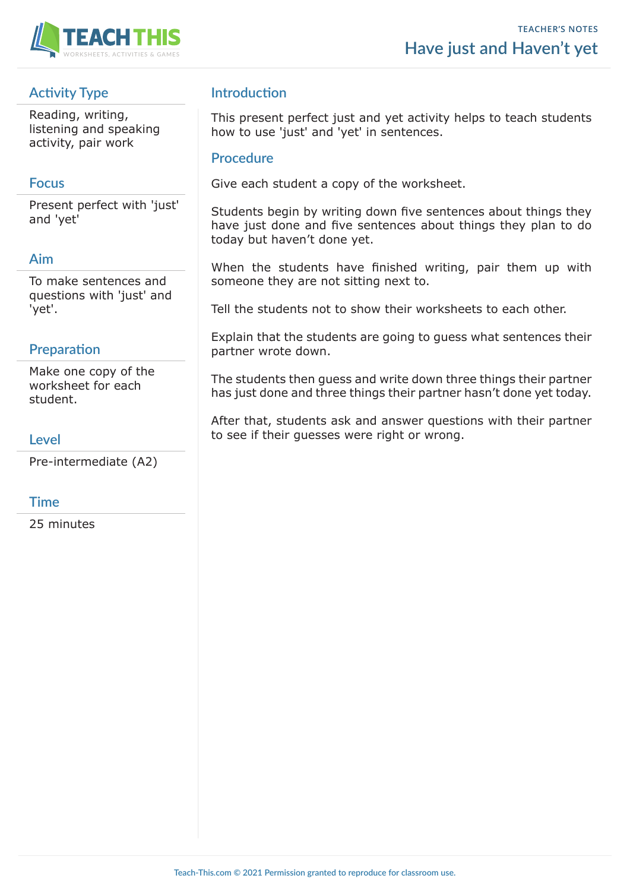TEACHER'S NOTES

# Have just and Haven't yet

## Activity Type

Reading, writing, listening and speaking activity, pair work

## Focus

Present perfect with 'just' and 'yet'

## Aim

To make sentences and questions with 'just' and 'yet'.

## Preparation

Make one copy of the worksheet for each student.

## Level

Pre-intermediate (A2)

## Time

25 minutes

## Introduction

This present perfect just and yet activity helps to teach students how to use 'just' and 'yet' in sentences.

## Procedure

Give each student a copy of the worksheet.

Students begin by writing down five sentences about things they have just done and five sentences about things they plan to do today but haven't done yet.

When the students have finished writing, pair them up with someone they are not sitting next to.

Tell the students not to show their worksheets to each other.

Explain that the students are going to guess what sentences their partner wrote down.

The students then guess and write down three things their partner has just done and three things their partner hasn't done yet today.

After that, students ask and answer questions with their partner to see if their guesses were right or wrong.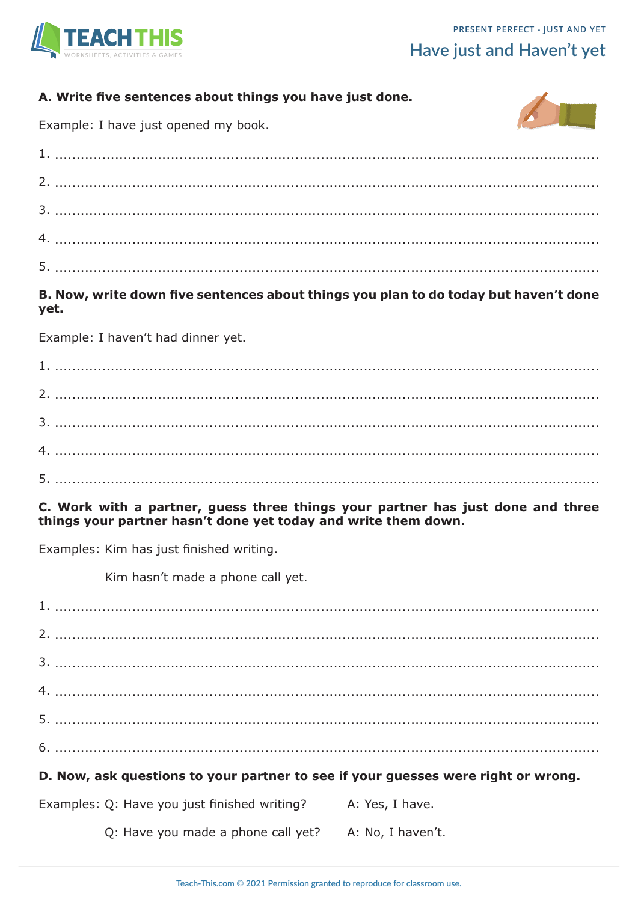PRESENT PERFECT - JUST AND YET

# Have just and Haven't yet

**A. Write five sentences about things you have just done.**

Example: I have just opened my book.

1. ..........................................................................................................................

2. ..........................................................................................................................

3. ..........................................................................................................................

4. ..........................................................................................................................

5. ..........................................................................................................................

**B. Now, write down five sentences about things you plan to do today but haven't done yet.**

Example: I haven't had dinner yet.

1. ..........................................................................................................................

2. ..........................................................................................................................

3. ..........................................................................................................................

4. ..........................................................................................................................

5. ..........................................................................................................................

**C. Work with a partner, guess three things your partner has just done and three things your partner hasn't done yet today and write them down.**

Examples: Kim has just finished writing.

Kim hasn't made a phone call yet.

1. ..........................................................................................................................

2. ..........................................................................................................................

3. ..........................................................................................................................

4. ..........................................................................................................................

5. ..........................................................................................................................

6. ..........................................................................................................................

**D. Now, ask questions to your partner to see if your guesses were right or wrong.**

Examples: Q: Have you just finished writing? A: Yes, I have.

Q: Have you made a phone call yet? A: No, I haven't.